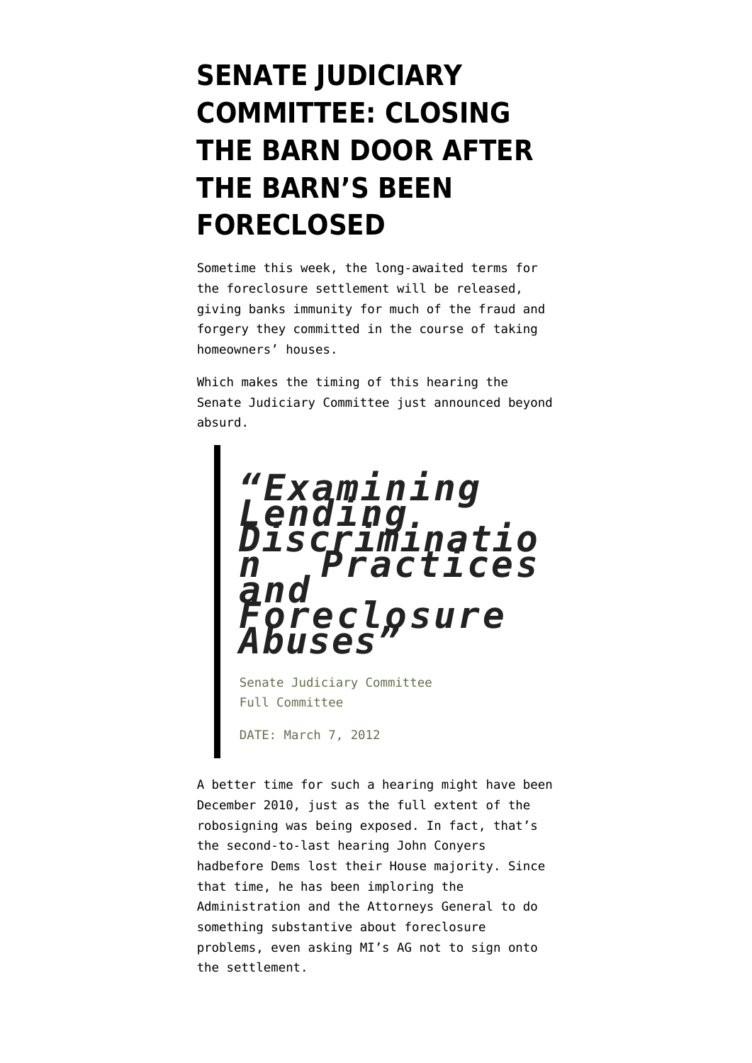# SENATE JUDICIARY COMMITTEE: CLOSING THE BARN DOOR AFTER THE BARN'S BEEN FORECLOSED

Sometime this week, the long-awaited terms for the foreclosure settlement will be released, giving banks immunity for much of the fraud and forgery they committed in the course of taking homeowners' houses.

Which makes the timing of this hearing the Senate Judiciary Committee just announced beyond absurd.

> ***"Examining Lending Discrimination Practices and Foreclosure Abuses"***
>
> Senate Judiciary Committee
> Full Committee
>
> DATE: March 7, 2012

A better time for such a hearing might have been December 2010, just as the full extent of the robosigning was being exposed. In fact, that's the second-to-last hearing John Conyers hadbefore Dems lost their House majority. Since that time, he has been imploring the Administration and the Attorneys General to do something substantive about foreclosure problems, even asking MI's AG not to sign onto the settlement.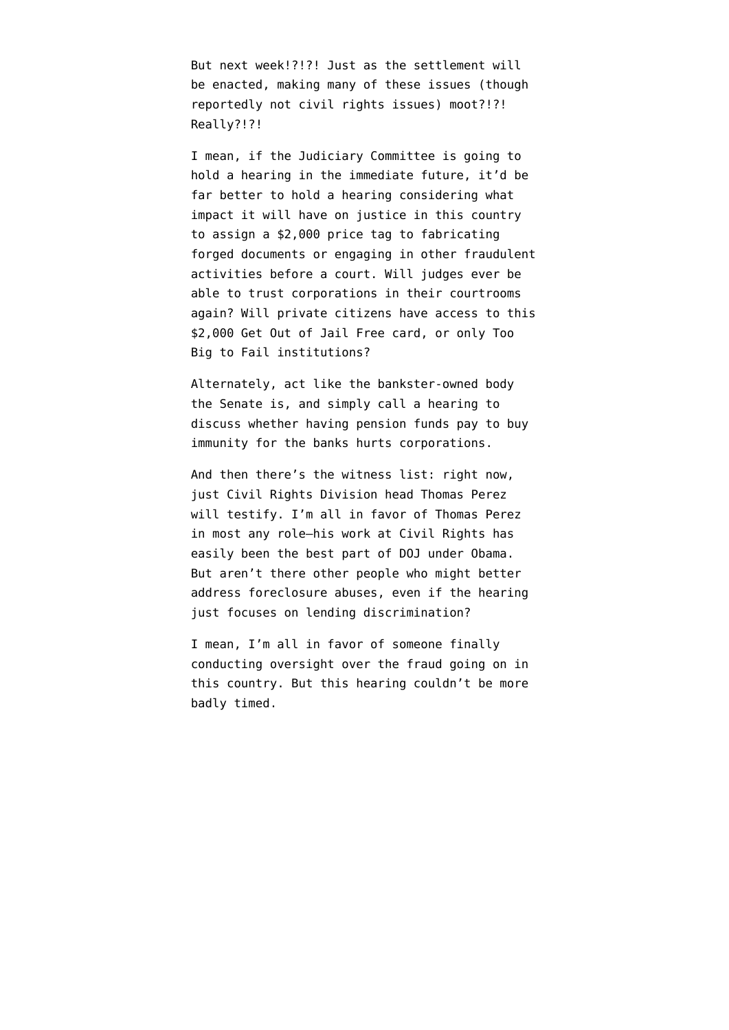But next week!?!?! Just as the settlement will be enacted, making many of these issues (though reportedly not civil rights issues) moot?!?! Really?!?!

I mean, if the Judiciary Committee is going to hold a hearing in the immediate future, it'd be far better to hold a hearing considering what impact it will have on justice in this country to assign a $2,000 price tag to fabricating forged documents or engaging in other fraudulent activities before a court. Will judges ever be able to trust corporations in their courtrooms again? Will private citizens have access to this $2,000 Get Out of Jail Free card, or only Too Big to Fail institutions?

Alternately, act like the bankster-owned body the Senate is, and simply call a hearing to discuss whether having pension funds pay to buy immunity for the banks hurts corporations.

And then there's the witness list: right now, just Civil Rights Division head Thomas Perez will testify. I'm all in favor of Thomas Perez in most any role—his work at Civil Rights has easily been the best part of DOJ under Obama. But aren't there other people who might better address foreclosure abuses, even if the hearing just focuses on lending discrimination?

I mean, I'm all in favor of someone finally conducting oversight over the fraud going on in this country. But this hearing couldn't be more badly timed.